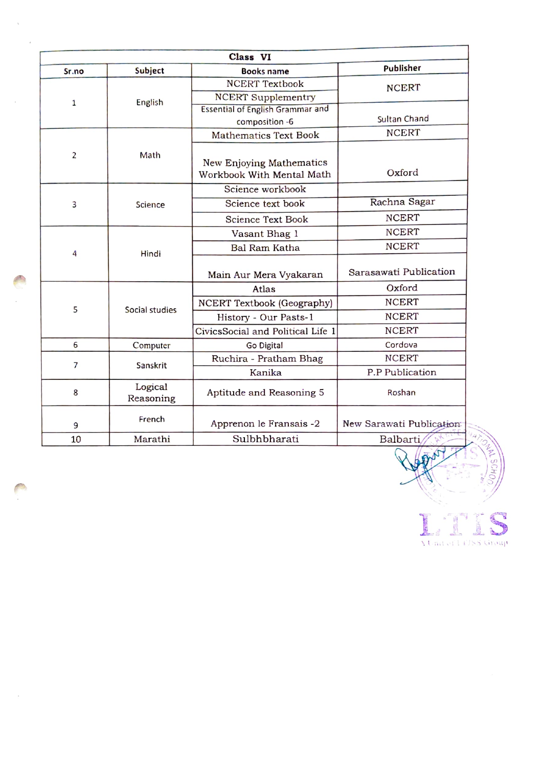| Class VI | | | |
|---|---|---|---|
| **Sr.no** | **Subject** | **Books name** | **Publisher** |
| 1 | English | NCERT Textbook | NCERT |
| | | NCERT Supplementry | |
| | | Essential of English Grammar and composition -6 | Sultan Chand |
| 2 | Math | Mathematics Text Book | NCERT |
| | | New Enjoying Mathematics Workbook With Mental Math | Oxford |
| 3 | Science | Science workbook | |
| | | Science text book | Rachna Sagar |
| | | Science Text Book | NCERT |
| 4 | Hindi | Vasant Bhag 1 | NCERT |
| | | Bal Ram Katha | NCERT |
| | | Main Aur Mera Vyakaran | Sarasawati Publication |
| 5 | Social studies | Atlas | Oxford |
| | | NCERT Textbook (Geography) | NCERT |
| | | History - Our Pasts-1 | NCERT |
| | | CivicsSocial and Political Life 1 | NCERT |
| 6 | Computer | Go Digital | Cordova |
| 7 | Sanskrit | Ruchira - Pratham Bhag | NCERT |
| | | Kanika | P.P Publication |
| 8 | Logical Reasoning | Aptitude and Reasoning 5 | Roshan |
| 9 | French | Apprenon le Fransais -2 | New Sarawati Publication |
| 10 | Marathi | Sulbhbharati | Balbarti |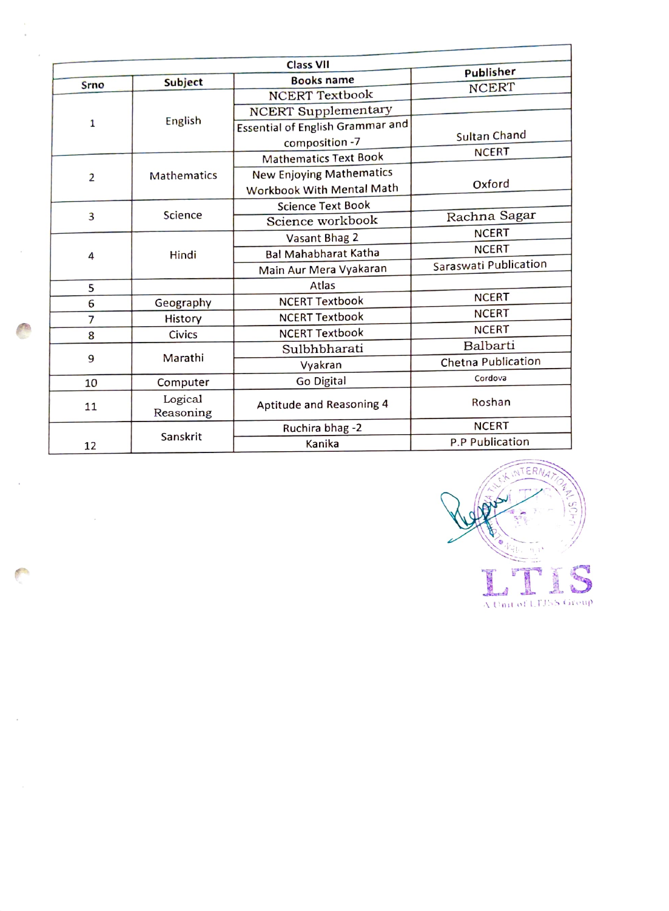| Class VII | | | |
|---|---|---|---|
| **Srno** | **Subject** | **Books name** | **Publisher** |
| 1 | English | NCERT Textbook | NCERT |
| | | NCERT Supplementary | |
| | | Essential of English Grammar and composition -7 | Sultan Chand |
| 2 | Mathematics | Mathematics Text Book | NCERT |
| | | New Enjoying Mathematics Workbook With Mental Math | Oxford |
| 3 | Science | Science Text Book | |
| | | Science workbook | Rachna Sagar |
| 4 | Hindi | Vasant Bhag 2 | NCERT |
| | | Bal Mahabharat Katha | NCERT |
| | | Main Aur Mera Vyakaran | Saraswati Publication |
| 5 | | Atlas | |
| 6 | Geography | NCERT Textbook | NCERT |
| 7 | History | NCERT Textbook | NCERT |
| 8 | Civics | NCERT Textbook | NCERT |
| 9 | Marathi | Sulbhbharati | Balbarti |
| | | Vyakran | Chetna Publication |
| 10 | Computer | Go Digital | Cordova |
| 11 | Logical Reasoning | Aptitude and Reasoning 4 | Roshan |
| 12 | Sanskrit | Ruchira bhag -2 | NCERT |
| | | Kanika | P.P Publication |

LTIS

A Unit of LTISS Group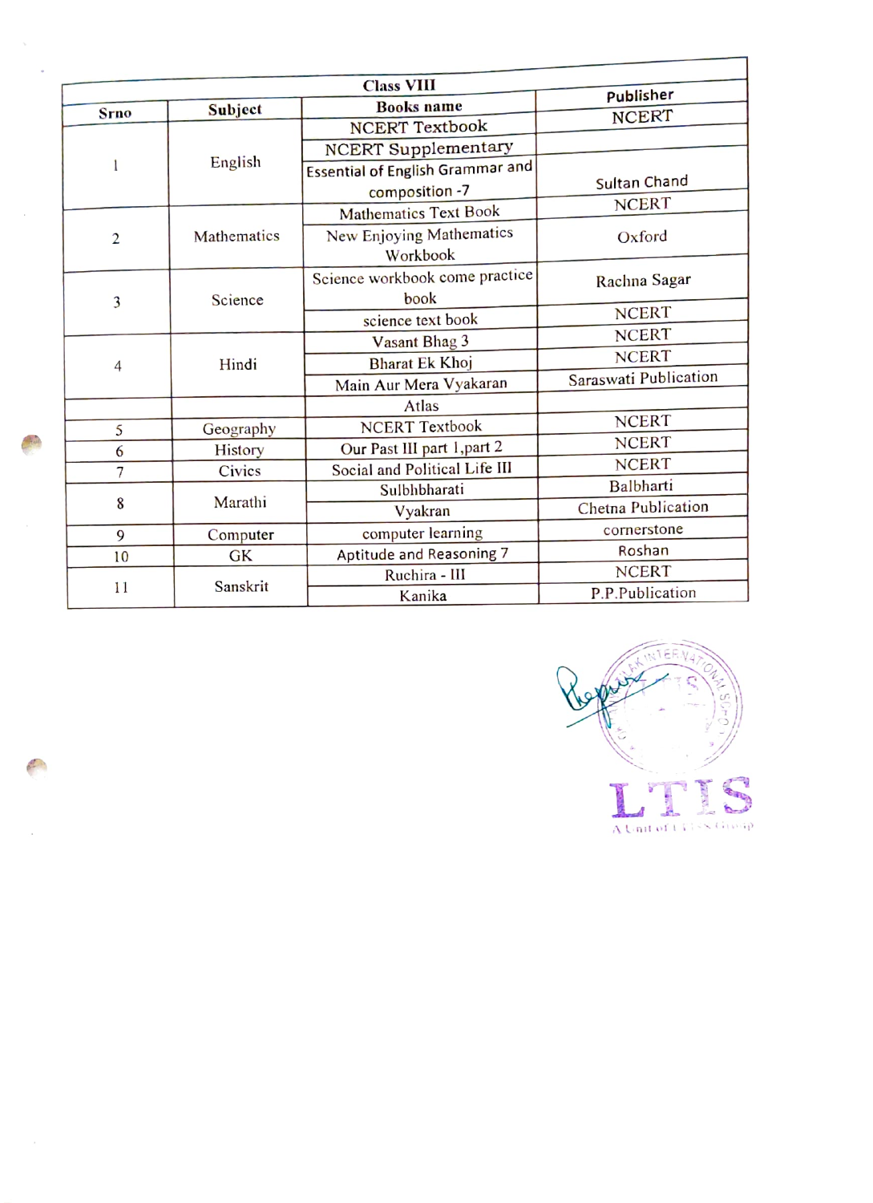| Class VIII | | | |
| --- | --- | --- | --- |
| Srno | Subject | Books name | Publisher |
| 1 | English | NCERT Textbook | NCERT |
| | | NCERT Supplementary | |
| | | Essential of English Grammar and composition -7 | Sultan Chand |
| 2 | Mathematics | Mathematics Text Book | NCERT |
| | | New Enjoying Mathematics Workbook | Oxford |
| 3 | Science | Science workbook come practice book | Rachna Sagar |
| | | science text book | NCERT |
| 4 | Hindi | Vasant Bhag 3 | NCERT |
| | | Bharat Ek Khoj | NCERT |
| | | Main Aur Mera Vyakaran | Saraswati Publication |
| | | Atlas | |
| 5 | Geography | NCERT Textbook | NCERT |
| 6 | History | Our Past III part 1,part 2 | NCERT |
| 7 | Civics | Social and Political Life III | NCERT |
| 8 | Marathi | Sulbhbharati | Balbharti |
| | | Vyakran | Chetna Publication |
| 9 | Computer | computer learning | cornerstone |
| 10 | GK | Aptitude and Reasoning 7 | Roshan |
| 11 | Sanskrit | Ruchira - III | NCERT |
| | | Kanika | P.P.Publication |

LTIS